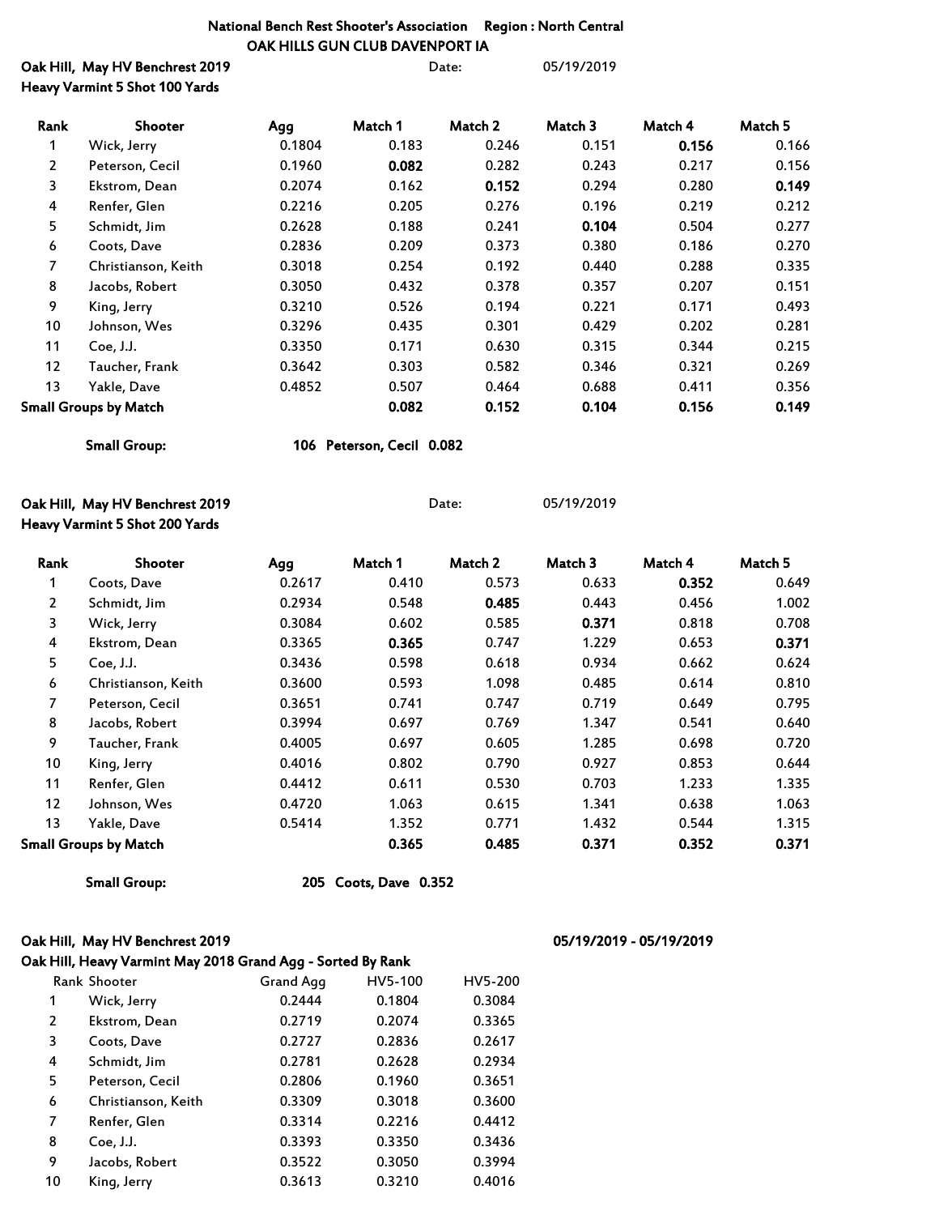**National Bench Rest Shooter's Association   Region : North Central**

**OAK HILLS GUN CLUB DAVENPORT IA**

**Oak Hill, May HV Benchrest 2019**   Date: 05/19/2019

**Heavy Varmint 5 Shot 100 Yards**

| Rank | Shooter | Agg | Match 1 | Match 2 | Match 3 | Match 4 | Match 5 |
|---|---|---|---|---|---|---|---|
| 1 | Wick, Jerry | 0.1804 | 0.183 | 0.246 | 0.151 | **0.156** | 0.166 |
| 2 | Peterson, Cecil | 0.1960 | **0.082** | 0.282 | 0.243 | 0.217 | 0.156 |
| 3 | Ekstrom, Dean | 0.2074 | 0.162 | **0.152** | 0.294 | 0.280 | **0.149** |
| 4 | Renfer, Glen | 0.2216 | 0.205 | 0.276 | 0.196 | 0.219 | 0.212 |
| 5 | Schmidt, Jim | 0.2628 | 0.188 | 0.241 | **0.104** | 0.504 | 0.277 |
| 6 | Coots, Dave | 0.2836 | 0.209 | 0.373 | 0.380 | 0.186 | 0.270 |
| 7 | Christianson, Keith | 0.3018 | 0.254 | 0.192 | 0.440 | 0.288 | 0.335 |
| 8 | Jacobs, Robert | 0.3050 | 0.432 | 0.378 | 0.357 | 0.207 | 0.151 |
| 9 | King, Jerry | 0.3210 | 0.526 | 0.194 | 0.221 | 0.171 | 0.493 |
| 10 | Johnson, Wes | 0.3296 | 0.435 | 0.301 | 0.429 | 0.202 | 0.281 |
| 11 | Coe, J.J. | 0.3350 | 0.171 | 0.630 | 0.315 | 0.344 | 0.215 |
| 12 | Taucher, Frank | 0.3642 | 0.303 | 0.582 | 0.346 | 0.321 | 0.269 |
| 13 | Yakle, Dave | 0.4852 | 0.507 | 0.464 | 0.688 | 0.411 | 0.356 |
| **Small Groups by Match** | | | **0.082** | **0.152** | **0.104** | **0.156** | **0.149** |

**Small Group:** **106 Peterson, Cecil 0.082**

**Oak Hill, May HV Benchrest 2019**   Date: 05/19/2019

**Heavy Varmint 5 Shot 200 Yards**

| Rank | Shooter | Agg | Match 1 | Match 2 | Match 3 | Match 4 | Match 5 |
|---|---|---|---|---|---|---|---|
| 1 | Coots, Dave | 0.2617 | 0.410 | 0.573 | 0.633 | **0.352** | 0.649 |
| 2 | Schmidt, Jim | 0.2934 | 0.548 | **0.485** | 0.443 | 0.456 | 1.002 |
| 3 | Wick, Jerry | 0.3084 | 0.602 | 0.585 | **0.371** | 0.818 | 0.708 |
| 4 | Ekstrom, Dean | 0.3365 | **0.365** | 0.747 | 1.229 | 0.653 | **0.371** |
| 5 | Coe, J.J. | 0.3436 | 0.598 | 0.618 | 0.934 | 0.662 | 0.624 |
| 6 | Christianson, Keith | 0.3600 | 0.593 | 1.098 | 0.485 | 0.614 | 0.810 |
| 7 | Peterson, Cecil | 0.3651 | 0.741 | 0.747 | 0.719 | 0.649 | 0.795 |
| 8 | Jacobs, Robert | 0.3994 | 0.697 | 0.769 | 1.347 | 0.541 | 0.640 |
| 9 | Taucher, Frank | 0.4005 | 0.697 | 0.605 | 1.285 | 0.698 | 0.720 |
| 10 | King, Jerry | 0.4016 | 0.802 | 0.790 | 0.927 | 0.853 | 0.644 |
| 11 | Renfer, Glen | 0.4412 | 0.611 | 0.530 | 0.703 | 1.233 | 1.335 |
| 12 | Johnson, Wes | 0.4720 | 1.063 | 0.615 | 1.341 | 0.638 | 1.063 |
| 13 | Yakle, Dave | 0.5414 | 1.352 | 0.771 | 1.432 | 0.544 | 1.315 |
| **Small Groups by Match** | | | **0.365** | **0.485** | **0.371** | **0.352** | **0.371** |

**Small Group:** **205 Coots, Dave 0.352**

**Oak Hill, May HV Benchrest 2019**   **05/19/2019 - 05/19/2019**

**Oak Hill, Heavy Varmint May 2018 Grand Agg - Sorted By Rank**

| Rank | Shooter | Grand Agg | HV5-100 | HV5-200 |
|---|---|---|---|---|
| 1 | Wick, Jerry | 0.2444 | 0.1804 | 0.3084 |
| 2 | Ekstrom, Dean | 0.2719 | 0.2074 | 0.3365 |
| 3 | Coots, Dave | 0.2727 | 0.2836 | 0.2617 |
| 4 | Schmidt, Jim | 0.2781 | 0.2628 | 0.2934 |
| 5 | Peterson, Cecil | 0.2806 | 0.1960 | 0.3651 |
| 6 | Christianson, Keith | 0.3309 | 0.3018 | 0.3600 |
| 7 | Renfer, Glen | 0.3314 | 0.2216 | 0.4412 |
| 8 | Coe, J.J. | 0.3393 | 0.3350 | 0.3436 |
| 9 | Jacobs, Robert | 0.3522 | 0.3050 | 0.3994 |
| 10 | King, Jerry | 0.3613 | 0.3210 | 0.4016 |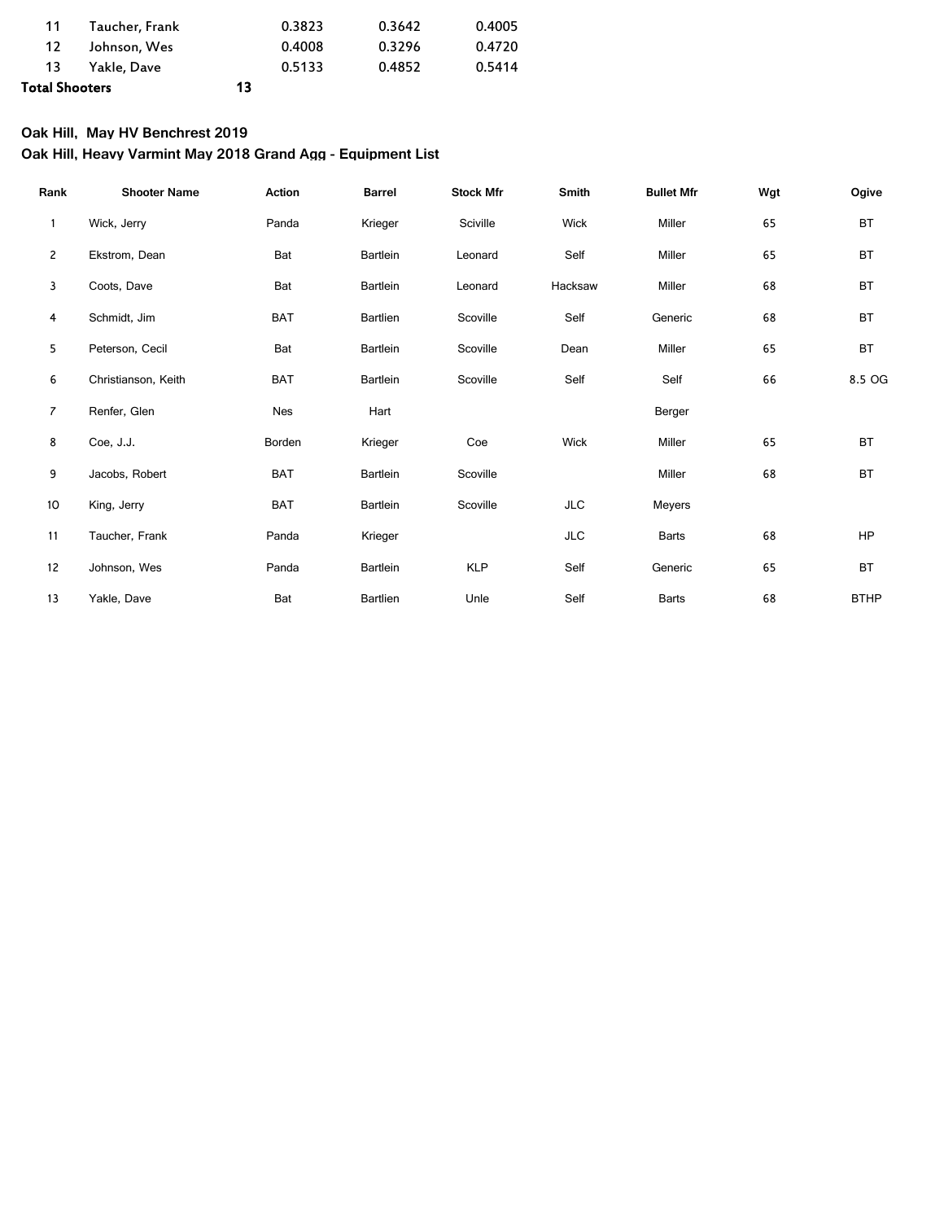| | | | | |
|---|---|---|---|---|
| 11 | Taucher, Frank | 0.3823 | 0.3642 | 0.4005 |
| 12 | Johnson, Wes | 0.4008 | 0.3296 | 0.4720 |
| 13 | Yakle, Dave | 0.5133 | 0.4852 | 0.5414 |

**Total Shooters** 13

## Oak Hill, May HV Benchrest 2019

## Oak Hill, Heavy Varmint May 2018 Grand Agg - Equipment List

| Rank | Shooter Name | Action | Barrel | Stock Mfr | Smith | Bullet Mfr | Wgt | Ogive |
|---|---|---|---|---|---|---|---|---|
| 1 | Wick, Jerry | Panda | Krieger | Sciville | Wick | Miller | 65 | BT |
| 2 | Ekstrom, Dean | Bat | Bartlein | Leonard | Self | Miller | 65 | BT |
| 3 | Coots, Dave | Bat | Bartlein | Leonard | Hacksaw | Miller | 68 | BT |
| 4 | Schmidt, Jim | BAT | Bartlien | Scoville | Self | Generic | 68 | BT |
| 5 | Peterson, Cecil | Bat | Bartlein | Scoville | Dean | Miller | 65 | BT |
| 6 | Christianson, Keith | BAT | Bartlein | Scoville | Self | Self | 66 | 8.5 OG |
| 7 | Renfer, Glen | Nes | Hart | | | Berger | | |
| 8 | Coe, J.J. | Borden | Krieger | Coe | Wick | Miller | 65 | BT |
| 9 | Jacobs, Robert | BAT | Bartlein | Scoville | | Miller | 68 | BT |
| 10 | King, Jerry | BAT | Bartlein | Scoville | JLC | Meyers | | |
| 11 | Taucher, Frank | Panda | Krieger | | JLC | Barts | 68 | HP |
| 12 | Johnson, Wes | Panda | Bartlein | KLP | Self | Generic | 65 | BT |
| 13 | Yakle, Dave | Bat | Bartlien | Unle | Self | Barts | 68 | BTHP |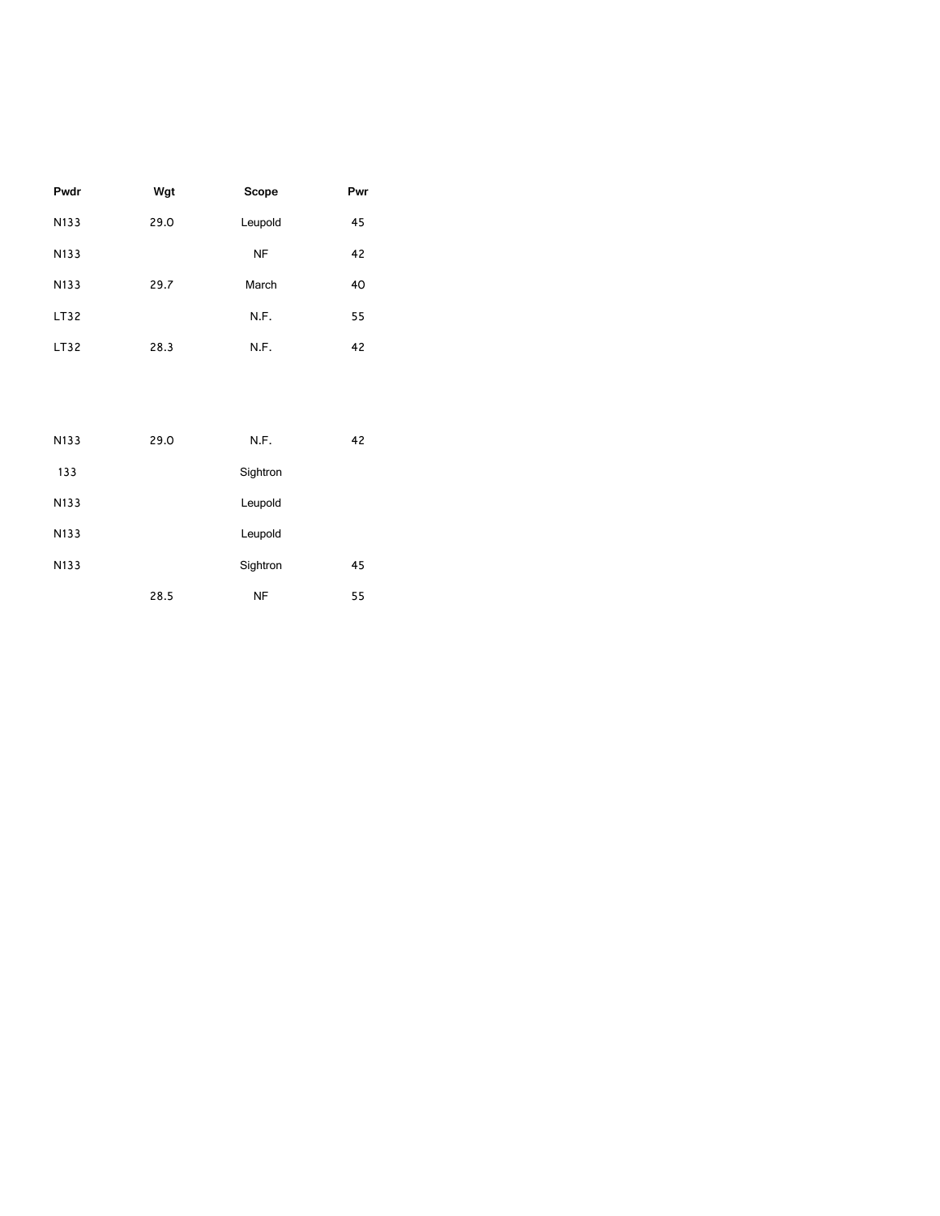| Pwdr | Wgt | Scope | Pwr |
|---|---|---|---|
| N133 | 29.0 | Leupold | 45 |
| N133 | | NF | 42 |
| N133 | 29.7 | March | 40 |
| LT32 | | N.F. | 55 |
| LT32 | 28.3 | N.F. | 42 |
| | | | |
| | | | |
| N133 | 29.0 | N.F. | 42 |
| 133 | | Sightron | |
| N133 | | Leupold | |
| N133 | | Leupold | |
| N133 | | Sightron | 45 |
| | 28.5 | NF | 55 |